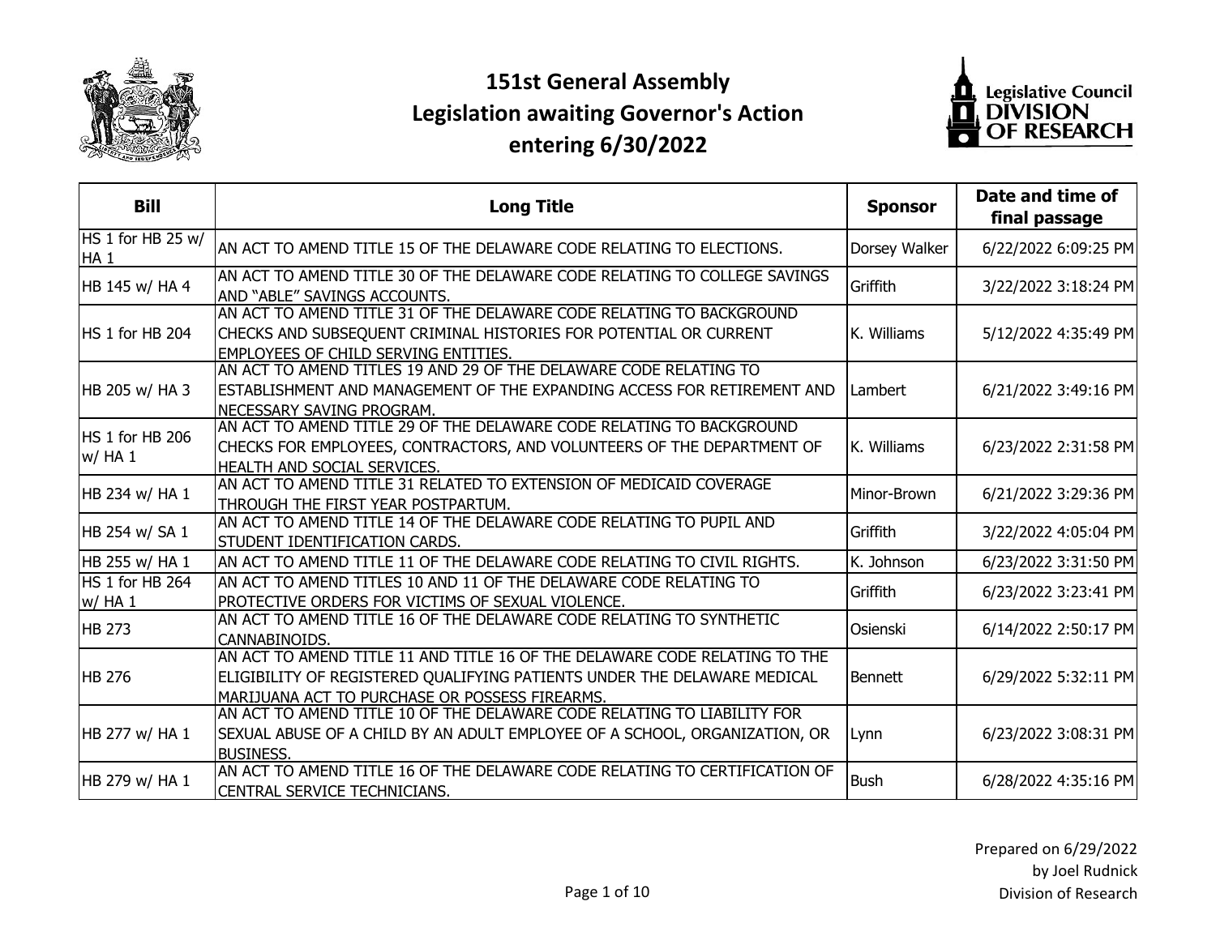# 151st General Assembly
# Legislation awaiting Governor's Action
# entering 6/30/2022

| Bill | Long Title | Sponsor | Date and time of final passage |
|---|---|---|---|
| HS 1 for HB 25 w/ HA 1 | AN ACT TO AMEND TITLE 15 OF THE DELAWARE CODE RELATING TO ELECTIONS. | Dorsey Walker | 6/22/2022 6:09:25 PM |
| HB 145 w/ HA 4 | AN ACT TO AMEND TITLE 30 OF THE DELAWARE CODE RELATING TO COLLEGE SAVINGS AND "ABLE" SAVINGS ACCOUNTS. | Griffith | 3/22/2022 3:18:24 PM |
| HS 1 for HB 204 | AN ACT TO AMEND TITLE 31 OF THE DELAWARE CODE RELATING TO BACKGROUND CHECKS AND SUBSEQUENT CRIMINAL HISTORIES FOR POTENTIAL OR CURRENT EMPLOYEES OF CHILD SERVING ENTITIES. | K. Williams | 5/12/2022 4:35:49 PM |
| HB 205 w/ HA 3 | AN ACT TO AMEND TITLES 19 AND 29 OF THE DELAWARE CODE RELATING TO ESTABLISHMENT AND MANAGEMENT OF THE EXPANDING ACCESS FOR RETIREMENT AND NECESSARY SAVING PROGRAM. | Lambert | 6/21/2022 3:49:16 PM |
| HS 1 for HB 206 w/ HA 1 | AN ACT TO AMEND TITLE 29 OF THE DELAWARE CODE RELATING TO BACKGROUND CHECKS FOR EMPLOYEES, CONTRACTORS, AND VOLUNTEERS OF THE DEPARTMENT OF HEALTH AND SOCIAL SERVICES. | K. Williams | 6/23/2022 2:31:58 PM |
| HB 234 w/ HA 1 | AN ACT TO AMEND TITLE 31 RELATED TO EXTENSION OF MEDICAID COVERAGE THROUGH THE FIRST YEAR POSTPARTUM. | Minor-Brown | 6/21/2022 3:29:36 PM |
| HB 254 w/ SA 1 | AN ACT TO AMEND TITLE 14 OF THE DELAWARE CODE RELATING TO PUPIL AND STUDENT IDENTIFICATION CARDS. | Griffith | 3/22/2022 4:05:04 PM |
| HB 255 w/ HA 1 | AN ACT TO AMEND TITLE 11 OF THE DELAWARE CODE RELATING TO CIVIL RIGHTS. | K. Johnson | 6/23/2022 3:31:50 PM |
| HS 1 for HB 264 w/ HA 1 | AN ACT TO AMEND TITLES 10 AND 11 OF THE DELAWARE CODE RELATING TO PROTECTIVE ORDERS FOR VICTIMS OF SEXUAL VIOLENCE. | Griffith | 6/23/2022 3:23:41 PM |
| HB 273 | AN ACT TO AMEND TITLE 16 OF THE DELAWARE CODE RELATING TO SYNTHETIC CANNABINOIDS. | Osienski | 6/14/2022 2:50:17 PM |
| HB 276 | AN ACT TO AMEND TITLE 11 AND TITLE 16 OF THE DELAWARE CODE RELATING TO THE ELIGIBILITY OF REGISTERED QUALIFYING PATIENTS UNDER THE DELAWARE MEDICAL MARIJUANA ACT TO PURCHASE OR POSSESS FIREARMS. | Bennett | 6/29/2022 5:32:11 PM |
| HB 277 w/ HA 1 | AN ACT TO AMEND TITLE 10 OF THE DELAWARE CODE RELATING TO LIABILITY FOR SEXUAL ABUSE OF A CHILD BY AN ADULT EMPLOYEE OF A SCHOOL, ORGANIZATION, OR BUSINESS. | Lynn | 6/23/2022 3:08:31 PM |
| HB 279 w/ HA 1 | AN ACT TO AMEND TITLE 16 OF THE DELAWARE CODE RELATING TO CERTIFICATION OF CENTRAL SERVICE TECHNICIANS. | Bush | 6/28/2022 4:35:16 PM |

Prepared on 6/29/2022
by Joel Rudnick
Division of Research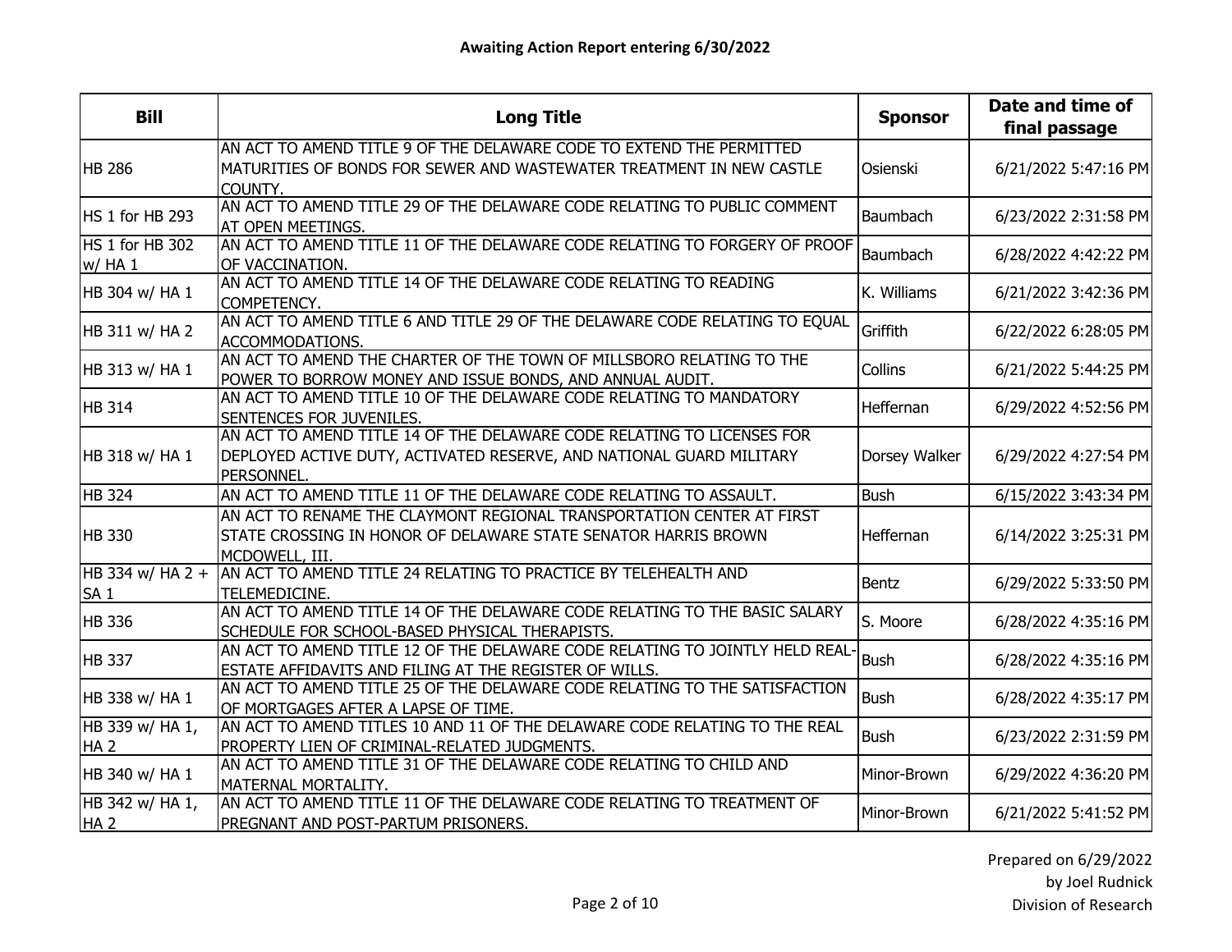## Awaiting Action Report entering 6/30/2022

| Bill | Long Title | Sponsor | Date and time of final passage |
|---|---|---|---|
| HB 286 | AN ACT TO AMEND TITLE 9 OF THE DELAWARE CODE TO EXTEND THE PERMITTED MATURITIES OF BONDS FOR SEWER AND WASTEWATER TREATMENT IN NEW CASTLE COUNTY. | Osienski | 6/21/2022 5:47:16 PM |
| HS 1 for HB 293 | AN ACT TO AMEND TITLE 29 OF THE DELAWARE CODE RELATING TO PUBLIC COMMENT AT OPEN MEETINGS. | Baumbach | 6/23/2022 2:31:58 PM |
| HS 1 for HB 302 w/ HA 1 | AN ACT TO AMEND TITLE 11 OF THE DELAWARE CODE RELATING TO FORGERY OF PROOF OF VACCINATION. | Baumbach | 6/28/2022 4:42:22 PM |
| HB 304 w/ HA 1 | AN ACT TO AMEND TITLE 14 OF THE DELAWARE CODE RELATING TO READING COMPETENCY. | K. Williams | 6/21/2022 3:42:36 PM |
| HB 311 w/ HA 2 | AN ACT TO AMEND TITLE 6 AND TITLE 29 OF THE DELAWARE CODE RELATING TO EQUAL ACCOMMODATIONS. | Griffith | 6/22/2022 6:28:05 PM |
| HB 313 w/ HA 1 | AN ACT TO AMEND THE CHARTER OF THE TOWN OF MILLSBORO RELATING TO THE POWER TO BORROW MONEY AND ISSUE BONDS, AND ANNUAL AUDIT. | Collins | 6/21/2022 5:44:25 PM |
| HB 314 | AN ACT TO AMEND TITLE 10 OF THE DELAWARE CODE RELATING TO MANDATORY SENTENCES FOR JUVENILES. | Heffernan | 6/29/2022 4:52:56 PM |
| HB 318 w/ HA 1 | AN ACT TO AMEND TITLE 14 OF THE DELAWARE CODE RELATING TO LICENSES FOR DEPLOYED ACTIVE DUTY, ACTIVATED RESERVE, AND NATIONAL GUARD MILITARY PERSONNEL. | Dorsey Walker | 6/29/2022 4:27:54 PM |
| HB 324 | AN ACT TO AMEND TITLE 11 OF THE DELAWARE CODE RELATING TO ASSAULT. | Bush | 6/15/2022 3:43:34 PM |
| HB 330 | AN ACT TO RENAME THE CLAYMONT REGIONAL TRANSPORTATION CENTER AT FIRST STATE CROSSING IN HONOR OF DELAWARE STATE SENATOR HARRIS BROWN MCDOWELL, III. | Heffernan | 6/14/2022 3:25:31 PM |
| HB 334 w/ HA 2 + SA 1 | AN ACT TO AMEND TITLE 24 RELATING TO PRACTICE BY TELEHEALTH AND TELEMEDICINE. | Bentz | 6/29/2022 5:33:50 PM |
| HB 336 | AN ACT TO AMEND TITLE 14 OF THE DELAWARE CODE RELATING TO THE BASIC SALARY SCHEDULE FOR SCHOOL-BASED PHYSICAL THERAPISTS. | S. Moore | 6/28/2022 4:35:16 PM |
| HB 337 | AN ACT TO AMEND TITLE 12 OF THE DELAWARE CODE RELATING TO JOINTLY HELD REAL-ESTATE AFFIDAVITS AND FILING AT THE REGISTER OF WILLS. | Bush | 6/28/2022 4:35:16 PM |
| HB 338 w/ HA 1 | AN ACT TO AMEND TITLE 25 OF THE DELAWARE CODE RELATING TO THE SATISFACTION OF MORTGAGES AFTER A LAPSE OF TIME. | Bush | 6/28/2022 4:35:17 PM |
| HB 339 w/ HA 1, HA 2 | AN ACT TO AMEND TITLES 10 AND 11 OF THE DELAWARE CODE RELATING TO THE REAL PROPERTY LIEN OF CRIMINAL-RELATED JUDGMENTS. | Bush | 6/23/2022 2:31:59 PM |
| HB 340 w/ HA 1 | AN ACT TO AMEND TITLE 31 OF THE DELAWARE CODE RELATING TO CHILD AND MATERNAL MORTALITY. | Minor-Brown | 6/29/2022 4:36:20 PM |
| HB 342 w/ HA 1, HA 2 | AN ACT TO AMEND TITLE 11 OF THE DELAWARE CODE RELATING TO TREATMENT OF PREGNANT AND POST-PARTUM PRISONERS. | Minor-Brown | 6/21/2022 5:41:52 PM |

Prepared on 6/29/2022
by Joel Rudnick
Division of Research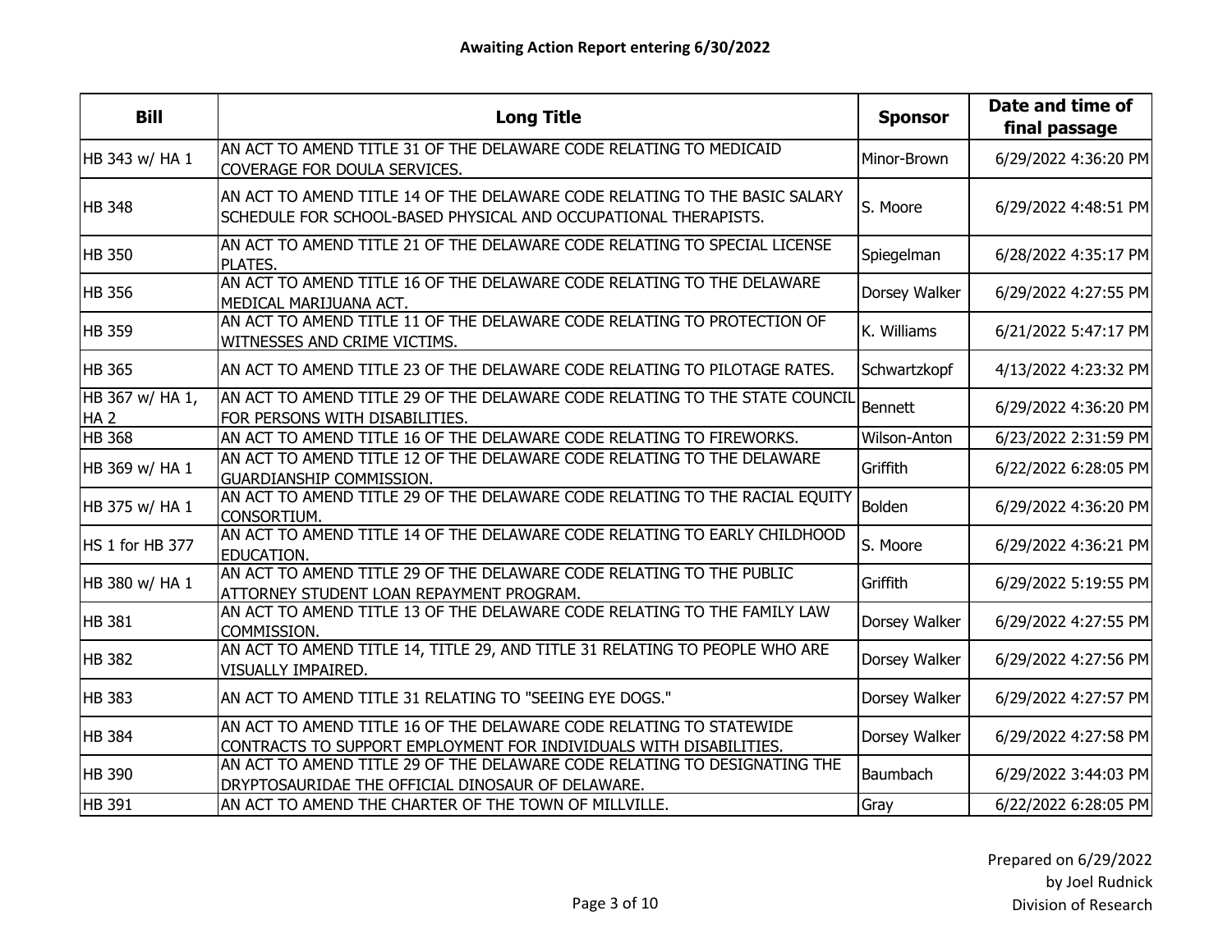# Awaiting Action Report entering 6/30/2022

| Bill | Long Title | Sponsor | Date and time of final passage |
|---|---|---|---|
| HB 343 w/ HA 1 | AN ACT TO AMEND TITLE 31 OF THE DELAWARE CODE RELATING TO MEDICAID COVERAGE FOR DOULA SERVICES. | Minor-Brown | 6/29/2022 4:36:20 PM |
| HB 348 | AN ACT TO AMEND TITLE 14 OF THE DELAWARE CODE RELATING TO THE BASIC SALARY SCHEDULE FOR SCHOOL-BASED PHYSICAL AND OCCUPATIONAL THERAPISTS. | S. Moore | 6/29/2022 4:48:51 PM |
| HB 350 | AN ACT TO AMEND TITLE 21 OF THE DELAWARE CODE RELATING TO SPECIAL LICENSE PLATES. | Spiegelman | 6/28/2022 4:35:17 PM |
| HB 356 | AN ACT TO AMEND TITLE 16 OF THE DELAWARE CODE RELATING TO THE DELAWARE MEDICAL MARIJUANA ACT. | Dorsey Walker | 6/29/2022 4:27:55 PM |
| HB 359 | AN ACT TO AMEND TITLE 11 OF THE DELAWARE CODE RELATING TO PROTECTION OF WITNESSES AND CRIME VICTIMS. | K. Williams | 6/21/2022 5:47:17 PM |
| HB 365 | AN ACT TO AMEND TITLE 23 OF THE DELAWARE CODE RELATING TO PILOTAGE RATES. | Schwartzkopf | 4/13/2022 4:23:32 PM |
| HB 367 w/ HA 1, HA 2 | AN ACT TO AMEND TITLE 29 OF THE DELAWARE CODE RELATING TO THE STATE COUNCIL FOR PERSONS WITH DISABILITIES. | Bennett | 6/29/2022 4:36:20 PM |
| HB 368 | AN ACT TO AMEND TITLE 16 OF THE DELAWARE CODE RELATING TO FIREWORKS. | Wilson-Anton | 6/23/2022 2:31:59 PM |
| HB 369 w/ HA 1 | AN ACT TO AMEND TITLE 12 OF THE DELAWARE CODE RELATING TO THE DELAWARE GUARDIANSHIP COMMISSION. | Griffith | 6/22/2022 6:28:05 PM |
| HB 375 w/ HA 1 | AN ACT TO AMEND TITLE 29 OF THE DELAWARE CODE RELATING TO THE RACIAL EQUITY CONSORTIUM. | Bolden | 6/29/2022 4:36:20 PM |
| HS 1 for HB 377 | AN ACT TO AMEND TITLE 14 OF THE DELAWARE CODE RELATING TO EARLY CHILDHOOD EDUCATION. | S. Moore | 6/29/2022 4:36:21 PM |
| HB 380 w/ HA 1 | AN ACT TO AMEND TITLE 29 OF THE DELAWARE CODE RELATING TO THE PUBLIC ATTORNEY STUDENT LOAN REPAYMENT PROGRAM. | Griffith | 6/29/2022 5:19:55 PM |
| HB 381 | AN ACT TO AMEND TITLE 13 OF THE DELAWARE CODE RELATING TO THE FAMILY LAW COMMISSION. | Dorsey Walker | 6/29/2022 4:27:55 PM |
| HB 382 | AN ACT TO AMEND TITLE 14, TITLE 29, AND TITLE 31 RELATING TO PEOPLE WHO ARE VISUALLY IMPAIRED. | Dorsey Walker | 6/29/2022 4:27:56 PM |
| HB 383 | AN ACT TO AMEND TITLE 31 RELATING TO "SEEING EYE DOGS." | Dorsey Walker | 6/29/2022 4:27:57 PM |
| HB 384 | AN ACT TO AMEND TITLE 16 OF THE DELAWARE CODE RELATING TO STATEWIDE CONTRACTS TO SUPPORT EMPLOYMENT FOR INDIVIDUALS WITH DISABILITIES. | Dorsey Walker | 6/29/2022 4:27:58 PM |
| HB 390 | AN ACT TO AMEND TITLE 29 OF THE DELAWARE CODE RELATING TO DESIGNATING THE DRYPTOSAURIDAE THE OFFICIAL DINOSAUR OF DELAWARE. | Baumbach | 6/29/2022 3:44:03 PM |
| HB 391 | AN ACT TO AMEND THE CHARTER OF THE TOWN OF MILLVILLE. | Gray | 6/22/2022 6:28:05 PM |

Prepared on 6/29/2022
by Joel Rudnick
Division of Research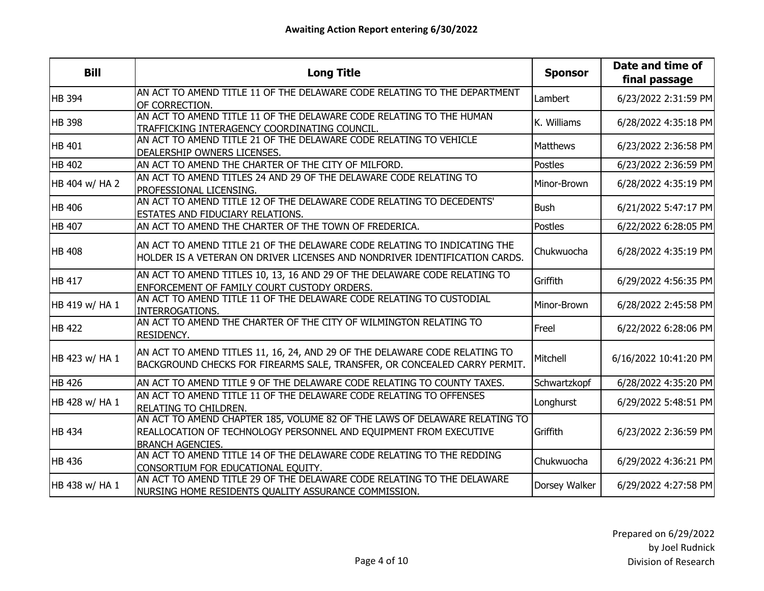**Awaiting Action Report entering 6/30/2022**

| Bill | Long Title | Sponsor | Date and time of final passage |
|---|---|---|---|
| HB 394 | AN ACT TO AMEND TITLE 11 OF THE DELAWARE CODE RELATING TO THE DEPARTMENT OF CORRECTION. | Lambert | 6/23/2022 2:31:59 PM |
| HB 398 | AN ACT TO AMEND TITLE 11 OF THE DELAWARE CODE RELATING TO THE HUMAN TRAFFICKING INTERAGENCY COORDINATING COUNCIL. | K. Williams | 6/28/2022 4:35:18 PM |
| HB 401 | AN ACT TO AMEND TITLE 21 OF THE DELAWARE CODE RELATING TO VEHICLE DEALERSHIP OWNERS LICENSES. | Matthews | 6/23/2022 2:36:58 PM |
| HB 402 | AN ACT TO AMEND THE CHARTER OF THE CITY OF MILFORD. | Postles | 6/23/2022 2:36:59 PM |
| HB 404 w/ HA 2 | AN ACT TO AMEND TITLES 24 AND 29 OF THE DELAWARE CODE RELATING TO PROFESSIONAL LICENSING. | Minor-Brown | 6/28/2022 4:35:19 PM |
| HB 406 | AN ACT TO AMEND TITLE 12 OF THE DELAWARE CODE RELATING TO DECEDENTS' ESTATES AND FIDUCIARY RELATIONS. | Bush | 6/21/2022 5:47:17 PM |
| HB 407 | AN ACT TO AMEND THE CHARTER OF THE TOWN OF FREDERICA. | Postles | 6/22/2022 6:28:05 PM |
| HB 408 | AN ACT TO AMEND TITLE 21 OF THE DELAWARE CODE RELATING TO INDICATING THE HOLDER IS A VETERAN ON DRIVER LICENSES AND NONDRIVER IDENTIFICATION CARDS. | Chukwuocha | 6/28/2022 4:35:19 PM |
| HB 417 | AN ACT TO AMEND TITLES 10, 13, 16 AND 29 OF THE DELAWARE CODE RELATING TO ENFORCEMENT OF FAMILY COURT CUSTODY ORDERS. | Griffith | 6/29/2022 4:56:35 PM |
| HB 419 w/ HA 1 | AN ACT TO AMEND TITLE 11 OF THE DELAWARE CODE RELATING TO CUSTODIAL INTERROGATIONS. | Minor-Brown | 6/28/2022 2:45:58 PM |
| HB 422 | AN ACT TO AMEND THE CHARTER OF THE CITY OF WILMINGTON RELATING TO RESIDENCY. | Freel | 6/22/2022 6:28:06 PM |
| HB 423 w/ HA 1 | AN ACT TO AMEND TITLES 11, 16, 24, AND 29 OF THE DELAWARE CODE RELATING TO BACKGROUND CHECKS FOR FIREARMS SALE, TRANSFER, OR CONCEALED CARRY PERMIT. | Mitchell | 6/16/2022 10:41:20 PM |
| HB 426 | AN ACT TO AMEND TITLE 9 OF THE DELAWARE CODE RELATING TO COUNTY TAXES. | Schwartzkopf | 6/28/2022 4:35:20 PM |
| HB 428 w/ HA 1 | AN ACT TO AMEND TITLE 11 OF THE DELAWARE CODE RELATING TO OFFENSES RELATING TO CHILDREN. | Longhurst | 6/29/2022 5:48:51 PM |
| HB 434 | AN ACT TO AMEND CHAPTER 185, VOLUME 82 OF THE LAWS OF DELAWARE RELATING TO REALLOCATION OF TECHNOLOGY PERSONNEL AND EQUIPMENT FROM EXECUTIVE BRANCH AGENCIES. | Griffith | 6/23/2022 2:36:59 PM |
| HB 436 | AN ACT TO AMEND TITLE 14 OF THE DELAWARE CODE RELATING TO THE REDDING CONSORTIUM FOR EDUCATIONAL EQUITY. | Chukwuocha | 6/29/2022 4:36:21 PM |
| HB 438 w/ HA 1 | AN ACT TO AMEND TITLE 29 OF THE DELAWARE CODE RELATING TO THE DELAWARE NURSING HOME RESIDENTS QUALITY ASSURANCE COMMISSION. | Dorsey Walker | 6/29/2022 4:27:58 PM |

Prepared on 6/29/2022
by Joel Rudnick
Division of Research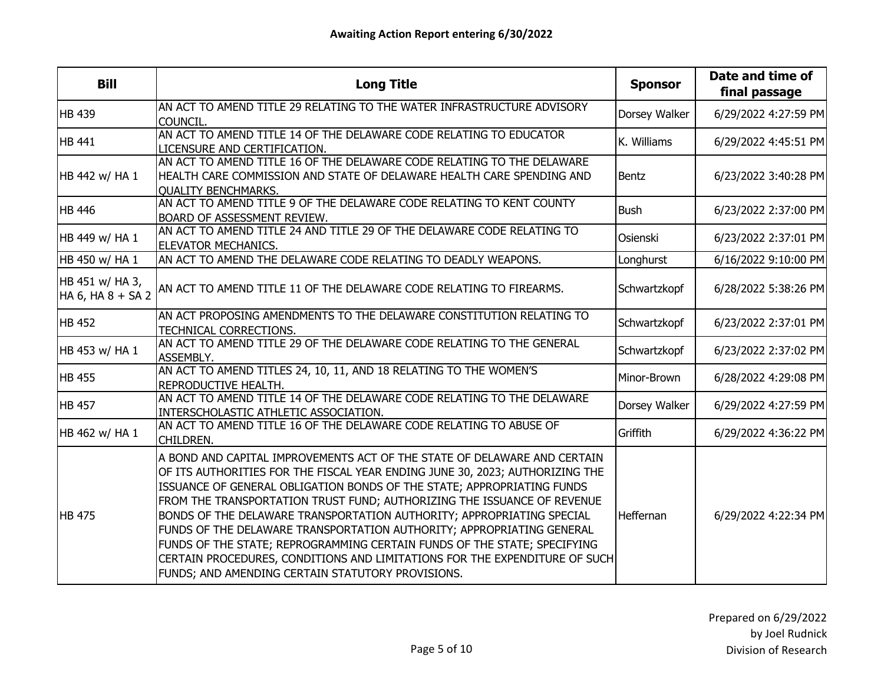**Awaiting Action Report entering 6/30/2022**

| Bill | Long Title | Sponsor | Date and time of final passage |
|---|---|---|---|
| HB 439 | AN ACT TO AMEND TITLE 29 RELATING TO THE WATER INFRASTRUCTURE ADVISORY COUNCIL. | Dorsey Walker | 6/29/2022 4:27:59 PM |
| HB 441 | AN ACT TO AMEND TITLE 14 OF THE DELAWARE CODE RELATING TO EDUCATOR LICENSURE AND CERTIFICATION. | K. Williams | 6/29/2022 4:45:51 PM |
| HB 442 w/ HA 1 | AN ACT TO AMEND TITLE 16 OF THE DELAWARE CODE RELATING TO THE DELAWARE HEALTH CARE COMMISSION AND STATE OF DELAWARE HEALTH CARE SPENDING AND QUALITY BENCHMARKS. | Bentz | 6/23/2022 3:40:28 PM |
| HB 446 | AN ACT TO AMEND TITLE 9 OF THE DELAWARE CODE RELATING TO KENT COUNTY BOARD OF ASSESSMENT REVIEW. | Bush | 6/23/2022 2:37:00 PM |
| HB 449 w/ HA 1 | AN ACT TO AMEND TITLE 24 AND TITLE 29 OF THE DELAWARE CODE RELATING TO ELEVATOR MECHANICS. | Osienski | 6/23/2022 2:37:01 PM |
| HB 450 w/ HA 1 | AN ACT TO AMEND THE DELAWARE CODE RELATING TO DEADLY WEAPONS. | Longhurst | 6/16/2022 9:10:00 PM |
| HB 451 w/ HA 3, HA 6, HA 8 + SA 2 | AN ACT TO AMEND TITLE 11 OF THE DELAWARE CODE RELATING TO FIREARMS. | Schwartzkopf | 6/28/2022 5:38:26 PM |
| HB 452 | AN ACT PROPOSING AMENDMENTS TO THE DELAWARE CONSTITUTION RELATING TO TECHNICAL CORRECTIONS. | Schwartzkopf | 6/23/2022 2:37:01 PM |
| HB 453 w/ HA 1 | AN ACT TO AMEND TITLE 29 OF THE DELAWARE CODE RELATING TO THE GENERAL ASSEMBLY. | Schwartzkopf | 6/23/2022 2:37:02 PM |
| HB 455 | AN ACT TO AMEND TITLES 24, 10, 11, AND 18 RELATING TO THE WOMEN'S REPRODUCTIVE HEALTH. | Minor-Brown | 6/28/2022 4:29:08 PM |
| HB 457 | AN ACT TO AMEND TITLE 14 OF THE DELAWARE CODE RELATING TO THE DELAWARE INTERSCHOLASTIC ATHLETIC ASSOCIATION. | Dorsey Walker | 6/29/2022 4:27:59 PM |
| HB 462 w/ HA 1 | AN ACT TO AMEND TITLE 16 OF THE DELAWARE CODE RELATING TO ABUSE OF CHILDREN. | Griffith | 6/29/2022 4:36:22 PM |
| HB 475 | A BOND AND CAPITAL IMPROVEMENTS ACT OF THE STATE OF DELAWARE AND CERTAIN OF ITS AUTHORITIES FOR THE FISCAL YEAR ENDING JUNE 30, 2023; AUTHORIZING THE ISSUANCE OF GENERAL OBLIGATION BONDS OF THE STATE; APPROPRIATING FUNDS FROM THE TRANSPORTATION TRUST FUND; AUTHORIZING THE ISSUANCE OF REVENUE BONDS OF THE DELAWARE TRANSPORTATION AUTHORITY; APPROPRIATING SPECIAL FUNDS OF THE DELAWARE TRANSPORTATION AUTHORITY; APPROPRIATING GENERAL FUNDS OF THE STATE; REPROGRAMMING CERTAIN FUNDS OF THE STATE; SPECIFYING CERTAIN PROCEDURES, CONDITIONS AND LIMITATIONS FOR THE EXPENDITURE OF SUCH FUNDS; AND AMENDING CERTAIN STATUTORY PROVISIONS. | Heffernan | 6/29/2022 4:22:34 PM |

Prepared on 6/29/2022
by Joel Rudnick
Division of Research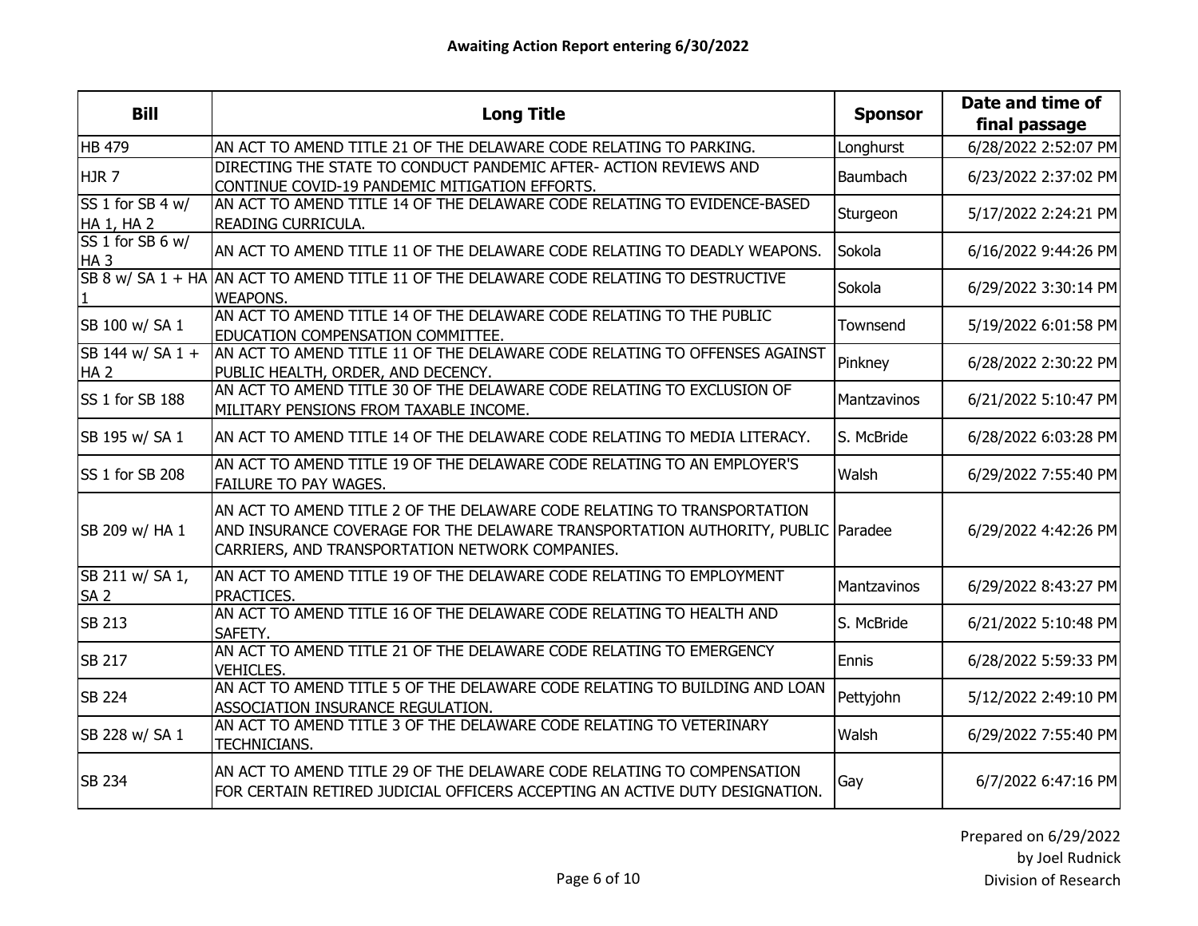**Awaiting Action Report entering 6/30/2022**

| Bill | Long Title | Sponsor | Date and time of final passage |
|---|---|---|---|
| HB 479 | AN ACT TO AMEND TITLE 21 OF THE DELAWARE CODE RELATING TO PARKING. | Longhurst | 6/28/2022 2:52:07 PM |
| HJR 7 | DIRECTING THE STATE TO CONDUCT PANDEMIC AFTER- ACTION REVIEWS AND CONTINUE COVID-19 PANDEMIC MITIGATION EFFORTS. | Baumbach | 6/23/2022 2:37:02 PM |
| SS 1 for SB 4 w/ HA 1, HA 2 | AN ACT TO AMEND TITLE 14 OF THE DELAWARE CODE RELATING TO EVIDENCE-BASED READING CURRICULA. | Sturgeon | 5/17/2022 2:24:21 PM |
| SS 1 for SB 6 w/ HA 3 | AN ACT TO AMEND TITLE 11 OF THE DELAWARE CODE RELATING TO DEADLY WEAPONS. | Sokola | 6/16/2022 9:44:26 PM |
| SB 8 w/ SA 1 + HA 1 | AN ACT TO AMEND TITLE 11 OF THE DELAWARE CODE RELATING TO DESTRUCTIVE WEAPONS. | Sokola | 6/29/2022 3:30:14 PM |
| SB 100 w/ SA 1 | AN ACT TO AMEND TITLE 14 OF THE DELAWARE CODE RELATING TO THE PUBLIC EDUCATION COMPENSATION COMMITTEE. | Townsend | 5/19/2022 6:01:58 PM |
| SB 144 w/ SA 1 + HA 2 | AN ACT TO AMEND TITLE 11 OF THE DELAWARE CODE RELATING TO OFFENSES AGAINST PUBLIC HEALTH, ORDER, AND DECENCY. | Pinkney | 6/28/2022 2:30:22 PM |
| SS 1 for SB 188 | AN ACT TO AMEND TITLE 30 OF THE DELAWARE CODE RELATING TO EXCLUSION OF MILITARY PENSIONS FROM TAXABLE INCOME. | Mantzavinos | 6/21/2022 5:10:47 PM |
| SB 195 w/ SA 1 | AN ACT TO AMEND TITLE 14 OF THE DELAWARE CODE RELATING TO MEDIA LITERACY. | S. McBride | 6/28/2022 6:03:28 PM |
| SS 1 for SB 208 | AN ACT TO AMEND TITLE 19 OF THE DELAWARE CODE RELATING TO AN EMPLOYER'S FAILURE TO PAY WAGES. | Walsh | 6/29/2022 7:55:40 PM |
| SB 209 w/ HA 1 | AN ACT TO AMEND TITLE 2 OF THE DELAWARE CODE RELATING TO TRANSPORTATION AND INSURANCE COVERAGE FOR THE DELAWARE TRANSPORTATION AUTHORITY, PUBLIC CARRIERS, AND TRANSPORTATION NETWORK COMPANIES. | Paradee | 6/29/2022 4:42:26 PM |
| SB 211 w/ SA 1, SA 2 | AN ACT TO AMEND TITLE 19 OF THE DELAWARE CODE RELATING TO EMPLOYMENT PRACTICES. | Mantzavinos | 6/29/2022 8:43:27 PM |
| SB 213 | AN ACT TO AMEND TITLE 16 OF THE DELAWARE CODE RELATING TO HEALTH AND SAFETY. | S. McBride | 6/21/2022 5:10:48 PM |
| SB 217 | AN ACT TO AMEND TITLE 21 OF THE DELAWARE CODE RELATING TO EMERGENCY VEHICLES. | Ennis | 6/28/2022 5:59:33 PM |
| SB 224 | AN ACT TO AMEND TITLE 5 OF THE DELAWARE CODE RELATING TO BUILDING AND LOAN ASSOCIATION INSURANCE REGULATION. | Pettyjohn | 5/12/2022 2:49:10 PM |
| SB 228 w/ SA 1 | AN ACT TO AMEND TITLE 3 OF THE DELAWARE CODE RELATING TO VETERINARY TECHNICIANS. | Walsh | 6/29/2022 7:55:40 PM |
| SB 234 | AN ACT TO AMEND TITLE 29 OF THE DELAWARE CODE RELATING TO COMPENSATION FOR CERTAIN RETIRED JUDICIAL OFFICERS ACCEPTING AN ACTIVE DUTY DESIGNATION. | Gay | 6/7/2022 6:47:16 PM |

Prepared on 6/29/2022
by Joel Rudnick
Division of Research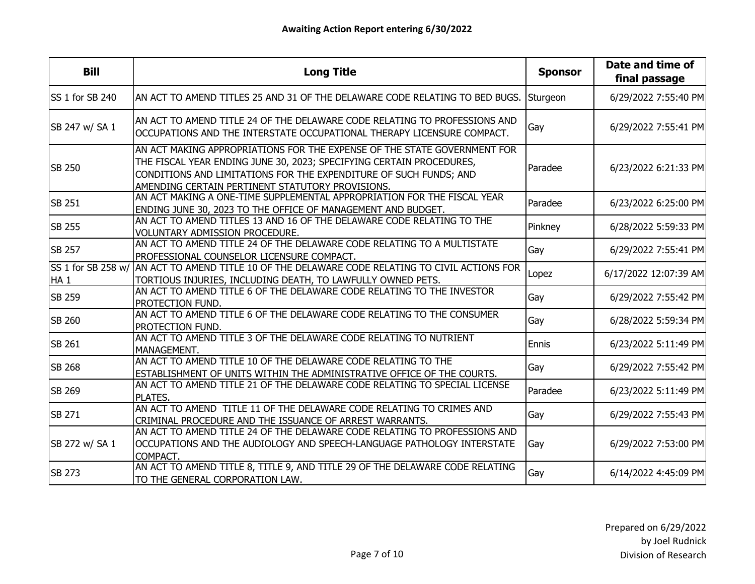## Awaiting Action Report entering 6/30/2022

| Bill | Long Title | Sponsor | Date and time of final passage |
|---|---|---|---|
| SS 1 for SB 240 | AN ACT TO AMEND TITLES 25 AND 31 OF THE DELAWARE CODE RELATING TO BED BUGS. | Sturgeon | 6/29/2022 7:55:40 PM |
| SB 247 w/ SA 1 | AN ACT TO AMEND TITLE 24 OF THE DELAWARE CODE RELATING TO PROFESSIONS AND OCCUPATIONS AND THE INTERSTATE OCCUPATIONAL THERAPY LICENSURE COMPACT. | Gay | 6/29/2022 7:55:41 PM |
| SB 250 | AN ACT MAKING APPROPRIATIONS FOR THE EXPENSE OF THE STATE GOVERNMENT FOR THE FISCAL YEAR ENDING JUNE 30, 2023; SPECIFYING CERTAIN PROCEDURES, CONDITIONS AND LIMITATIONS FOR THE EXPENDITURE OF SUCH FUNDS; AND AMENDING CERTAIN PERTINENT STATUTORY PROVISIONS. | Paradee | 6/23/2022 6:21:33 PM |
| SB 251 | AN ACT MAKING A ONE-TIME SUPPLEMENTAL APPROPRIATION FOR THE FISCAL YEAR ENDING JUNE 30, 2023 TO THE OFFICE OF MANAGEMENT AND BUDGET. | Paradee | 6/23/2022 6:25:00 PM |
| SB 255 | AN ACT TO AMEND TITLES 13 AND 16 OF THE DELAWARE CODE RELATING TO THE VOLUNTARY ADMISSION PROCEDURE. | Pinkney | 6/28/2022 5:59:33 PM |
| SB 257 | AN ACT TO AMEND TITLE 24 OF THE DELAWARE CODE RELATING TO A MULTISTATE PROFESSIONAL COUNSELOR LICENSURE COMPACT. | Gay | 6/29/2022 7:55:41 PM |
| SS 1 for SB 258 w/ HA 1 | AN ACT TO AMEND TITLE 10 OF THE DELAWARE CODE RELATING TO CIVIL ACTIONS FOR TORTIOUS INJURIES, INCLUDING DEATH, TO LAWFULLY OWNED PETS. | Lopez | 6/17/2022 12:07:39 AM |
| SB 259 | AN ACT TO AMEND TITLE 6 OF THE DELAWARE CODE RELATING TO THE INVESTOR PROTECTION FUND. | Gay | 6/29/2022 7:55:42 PM |
| SB 260 | AN ACT TO AMEND TITLE 6 OF THE DELAWARE CODE RELATING TO THE CONSUMER PROTECTION FUND. | Gay | 6/28/2022 5:59:34 PM |
| SB 261 | AN ACT TO AMEND TITLE 3 OF THE DELAWARE CODE RELATING TO NUTRIENT MANAGEMENT. | Ennis | 6/23/2022 5:11:49 PM |
| SB 268 | AN ACT TO AMEND TITLE 10 OF THE DELAWARE CODE RELATING TO THE ESTABLISHMENT OF UNITS WITHIN THE ADMINISTRATIVE OFFICE OF THE COURTS. | Gay | 6/29/2022 7:55:42 PM |
| SB 269 | AN ACT TO AMEND TITLE 21 OF THE DELAWARE CODE RELATING TO SPECIAL LICENSE PLATES. | Paradee | 6/23/2022 5:11:49 PM |
| SB 271 | AN ACT TO AMEND TITLE 11 OF THE DELAWARE CODE RELATING TO CRIMES AND CRIMINAL PROCEDURE AND THE ISSUANCE OF ARREST WARRANTS. | Gay | 6/29/2022 7:55:43 PM |
| SB 272 w/ SA 1 | AN ACT TO AMEND TITLE 24 OF THE DELAWARE CODE RELATING TO PROFESSIONS AND OCCUPATIONS AND THE AUDIOLOGY AND SPEECH-LANGUAGE PATHOLOGY INTERSTATE COMPACT. | Gay | 6/29/2022 7:53:00 PM |
| SB 273 | AN ACT TO AMEND TITLE 8, TITLE 9, AND TITLE 29 OF THE DELAWARE CODE RELATING TO THE GENERAL CORPORATION LAW. | Gay | 6/14/2022 4:45:09 PM |

Prepared on 6/29/2022
by Joel Rudnick
Division of Research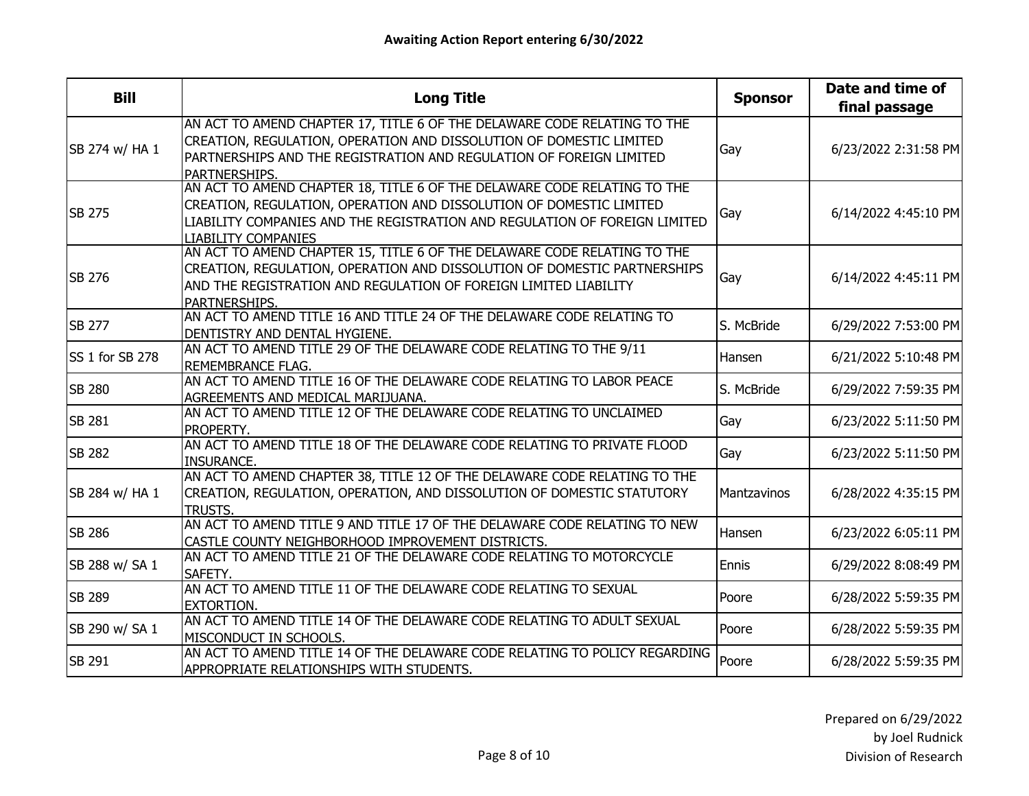**Awaiting Action Report entering 6/30/2022**

| Bill | Long Title | Sponsor | Date and time of final passage |
|---|---|---|---|
| SB 274 w/ HA 1 | AN ACT TO AMEND CHAPTER 17, TITLE 6 OF THE DELAWARE CODE RELATING TO THE CREATION, REGULATION, OPERATION AND DISSOLUTION OF DOMESTIC LIMITED PARTNERSHIPS AND THE REGISTRATION AND REGULATION OF FOREIGN LIMITED PARTNERSHIPS. | Gay | 6/23/2022 2:31:58 PM |
| SB 275 | AN ACT TO AMEND CHAPTER 18, TITLE 6 OF THE DELAWARE CODE RELATING TO THE CREATION, REGULATION, OPERATION AND DISSOLUTION OF DOMESTIC LIMITED LIABILITY COMPANIES AND THE REGISTRATION AND REGULATION OF FOREIGN LIMITED LIABILITY COMPANIES | Gay | 6/14/2022 4:45:10 PM |
| SB 276 | AN ACT TO AMEND CHAPTER 15, TITLE 6 OF THE DELAWARE CODE RELATING TO THE CREATION, REGULATION, OPERATION AND DISSOLUTION OF DOMESTIC PARTNERSHIPS AND THE REGISTRATION AND REGULATION OF FOREIGN LIMITED LIABILITY PARTNERSHIPS. | Gay | 6/14/2022 4:45:11 PM |
| SB 277 | AN ACT TO AMEND TITLE 16 AND TITLE 24 OF THE DELAWARE CODE RELATING TO DENTISTRY AND DENTAL HYGIENE. | S. McBride | 6/29/2022 7:53:00 PM |
| SS 1 for SB 278 | AN ACT TO AMEND TITLE 29 OF THE DELAWARE CODE RELATING TO THE 9/11 REMEMBRANCE FLAG. | Hansen | 6/21/2022 5:10:48 PM |
| SB 280 | AN ACT TO AMEND TITLE 16 OF THE DELAWARE CODE RELATING TO LABOR PEACE AGREEMENTS AND MEDICAL MARIJUANA. | S. McBride | 6/29/2022 7:59:35 PM |
| SB 281 | AN ACT TO AMEND TITLE 12 OF THE DELAWARE CODE RELATING TO UNCLAIMED PROPERTY. | Gay | 6/23/2022 5:11:50 PM |
| SB 282 | AN ACT TO AMEND TITLE 18 OF THE DELAWARE CODE RELATING TO PRIVATE FLOOD INSURANCE. | Gay | 6/23/2022 5:11:50 PM |
| SB 284 w/ HA 1 | AN ACT TO AMEND CHAPTER 38, TITLE 12 OF THE DELAWARE CODE RELATING TO THE CREATION, REGULATION, OPERATION, AND DISSOLUTION OF DOMESTIC STATUTORY TRUSTS. | Mantzavinos | 6/28/2022 4:35:15 PM |
| SB 286 | AN ACT TO AMEND TITLE 9 AND TITLE 17 OF THE DELAWARE CODE RELATING TO NEW CASTLE COUNTY NEIGHBORHOOD IMPROVEMENT DISTRICTS. | Hansen | 6/23/2022 6:05:11 PM |
| SB 288 w/ SA 1 | AN ACT TO AMEND TITLE 21 OF THE DELAWARE CODE RELATING TO MOTORCYCLE SAFETY. | Ennis | 6/29/2022 8:08:49 PM |
| SB 289 | AN ACT TO AMEND TITLE 11 OF THE DELAWARE CODE RELATING TO SEXUAL EXTORTION. | Poore | 6/28/2022 5:59:35 PM |
| SB 290 w/ SA 1 | AN ACT TO AMEND TITLE 14 OF THE DELAWARE CODE RELATING TO ADULT SEXUAL MISCONDUCT IN SCHOOLS. | Poore | 6/28/2022 5:59:35 PM |
| SB 291 | AN ACT TO AMEND TITLE 14 OF THE DELAWARE CODE RELATING TO POLICY REGARDING APPROPRIATE RELATIONSHIPS WITH STUDENTS. | Poore | 6/28/2022 5:59:35 PM |

Prepared on 6/29/2022
by Joel Rudnick
Division of Research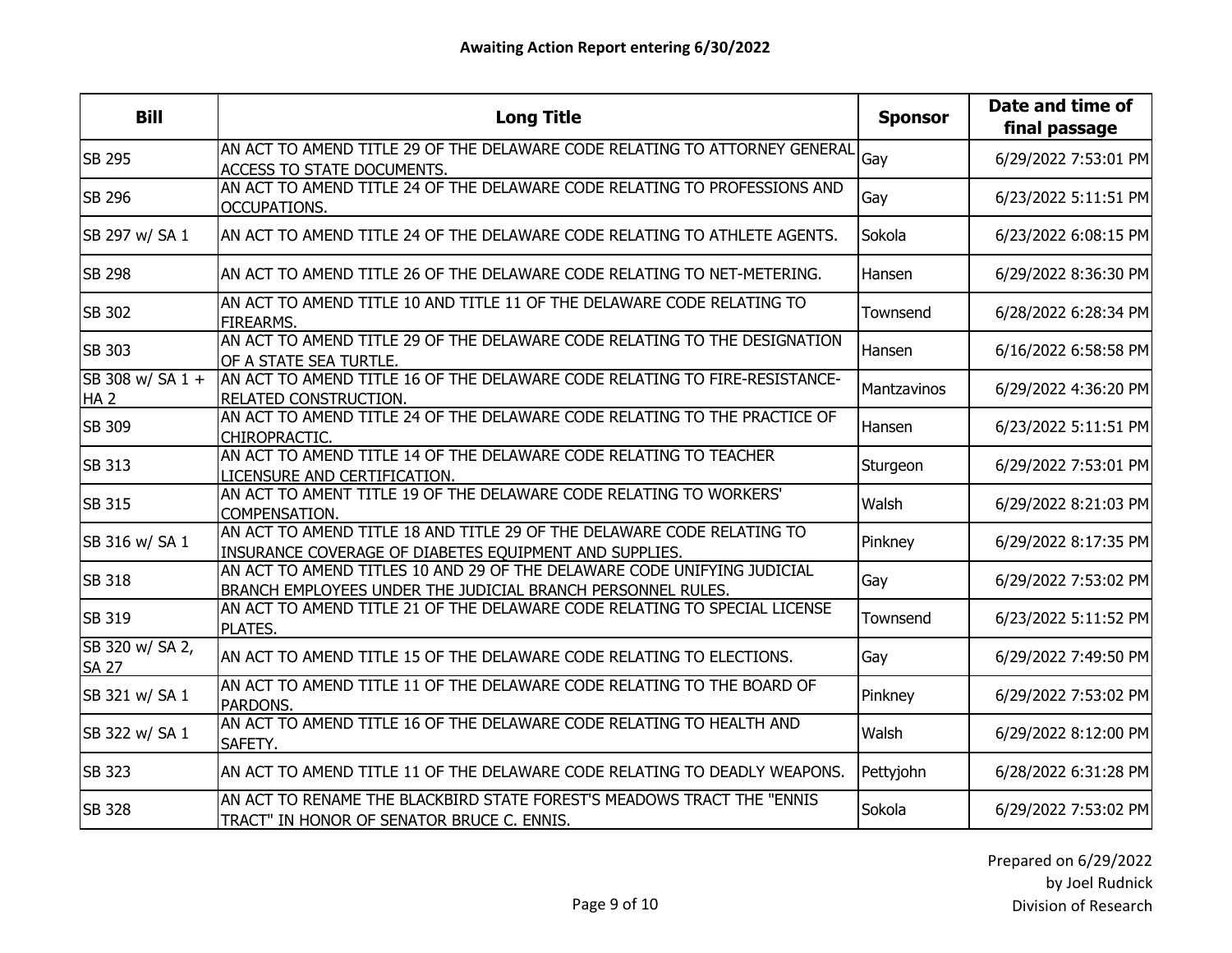**Awaiting Action Report entering 6/30/2022**

| Bill | Long Title | Sponsor | Date and time of final passage |
|---|---|---|---|
| SB 295 | AN ACT TO AMEND TITLE 29 OF THE DELAWARE CODE RELATING TO ATTORNEY GENERAL ACCESS TO STATE DOCUMENTS. | Gay | 6/29/2022 7:53:01 PM |
| SB 296 | AN ACT TO AMEND TITLE 24 OF THE DELAWARE CODE RELATING TO PROFESSIONS AND OCCUPATIONS. | Gay | 6/23/2022 5:11:51 PM |
| SB 297 w/ SA 1 | AN ACT TO AMEND TITLE 24 OF THE DELAWARE CODE RELATING TO ATHLETE AGENTS. | Sokola | 6/23/2022 6:08:15 PM |
| SB 298 | AN ACT TO AMEND TITLE 26 OF THE DELAWARE CODE RELATING TO NET-METERING. | Hansen | 6/29/2022 8:36:30 PM |
| SB 302 | AN ACT TO AMEND TITLE 10 AND TITLE 11 OF THE DELAWARE CODE RELATING TO FIREARMS. | Townsend | 6/28/2022 6:28:34 PM |
| SB 303 | AN ACT TO AMEND TITLE 29 OF THE DELAWARE CODE RELATING TO THE DESIGNATION OF A STATE SEA TURTLE. | Hansen | 6/16/2022 6:58:58 PM |
| SB 308 w/ SA 1 + HA 2 | AN ACT TO AMEND TITLE 16 OF THE DELAWARE CODE RELATING TO FIRE-RESISTANCE-RELATED CONSTRUCTION. | Mantzavinos | 6/29/2022 4:36:20 PM |
| SB 309 | AN ACT TO AMEND TITLE 24 OF THE DELAWARE CODE RELATING TO THE PRACTICE OF CHIROPRACTIC. | Hansen | 6/23/2022 5:11:51 PM |
| SB 313 | AN ACT TO AMEND TITLE 14 OF THE DELAWARE CODE RELATING TO TEACHER LICENSURE AND CERTIFICATION. | Sturgeon | 6/29/2022 7:53:01 PM |
| SB 315 | AN ACT TO AMENT TITLE 19 OF THE DELAWARE CODE RELATING TO WORKERS' COMPENSATION. | Walsh | 6/29/2022 8:21:03 PM |
| SB 316 w/ SA 1 | AN ACT TO AMEND TITLE 18 AND TITLE 29 OF THE DELAWARE CODE RELATING TO INSURANCE COVERAGE OF DIABETES EQUIPMENT AND SUPPLIES. | Pinkney | 6/29/2022 8:17:35 PM |
| SB 318 | AN ACT TO AMEND TITLES 10 AND 29 OF THE DELAWARE CODE UNIFYING JUDICIAL BRANCH EMPLOYEES UNDER THE JUDICIAL BRANCH PERSONNEL RULES. | Gay | 6/29/2022 7:53:02 PM |
| SB 319 | AN ACT TO AMEND TITLE 21 OF THE DELAWARE CODE RELATING TO SPECIAL LICENSE PLATES. | Townsend | 6/23/2022 5:11:52 PM |
| SB 320 w/ SA 2, SA 27 | AN ACT TO AMEND TITLE 15 OF THE DELAWARE CODE RELATING TO ELECTIONS. | Gay | 6/29/2022 7:49:50 PM |
| SB 321 w/ SA 1 | AN ACT TO AMEND TITLE 11 OF THE DELAWARE CODE RELATING TO THE BOARD OF PARDONS. | Pinkney | 6/29/2022 7:53:02 PM |
| SB 322 w/ SA 1 | AN ACT TO AMEND TITLE 16 OF THE DELAWARE CODE RELATING TO HEALTH AND SAFETY. | Walsh | 6/29/2022 8:12:00 PM |
| SB 323 | AN ACT TO AMEND TITLE 11 OF THE DELAWARE CODE RELATING TO DEADLY WEAPONS. | Pettyjohn | 6/28/2022 6:31:28 PM |
| SB 328 | AN ACT TO RENAME THE BLACKBIRD STATE FOREST'S MEADOWS TRACT THE "ENNIS TRACT" IN HONOR OF SENATOR BRUCE C. ENNIS. | Sokola | 6/29/2022 7:53:02 PM |

Prepared on 6/29/2022
by Joel Rudnick
Division of Research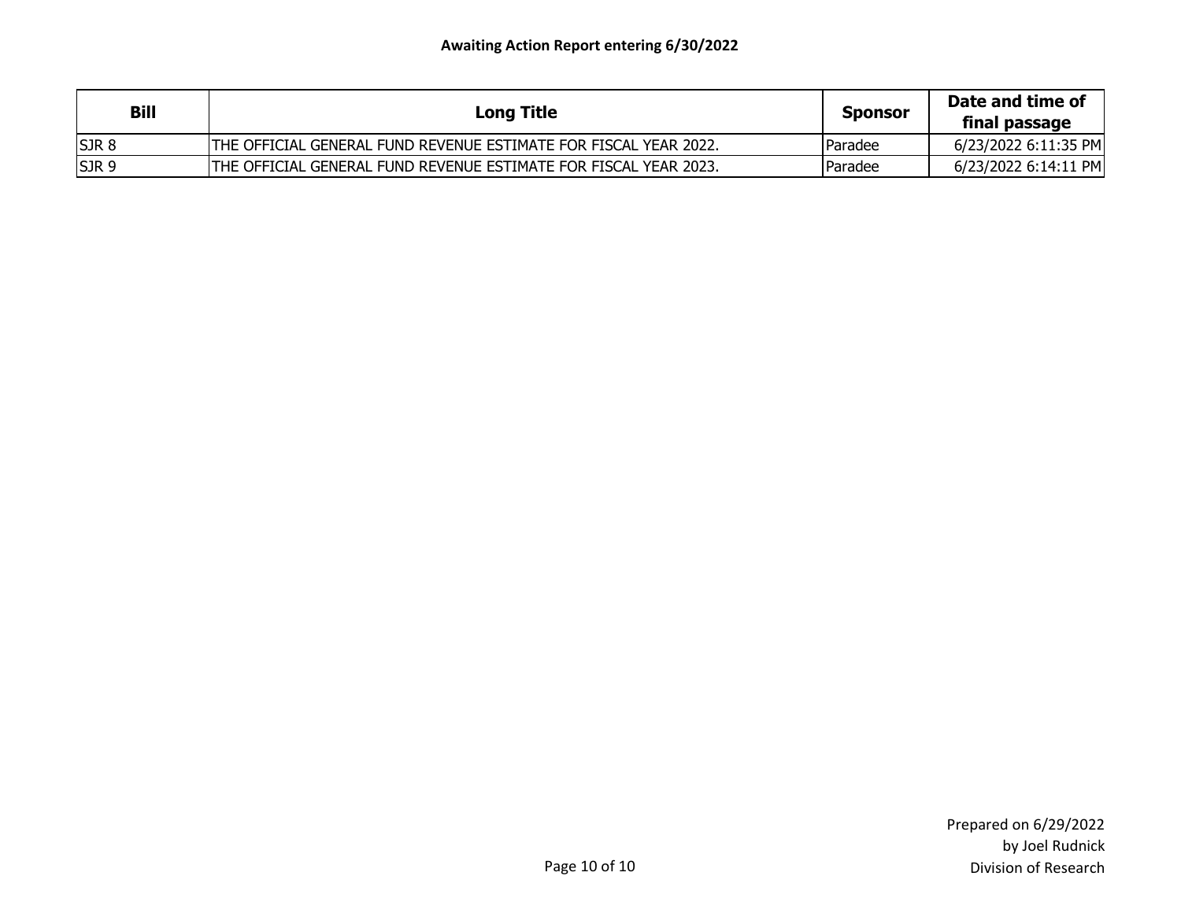**Awaiting Action Report entering 6/30/2022**

| Bill | Long Title | Sponsor | Date and time of final passage |
| --- | --- | --- | --- |
| SJR 8 | THE OFFICIAL GENERAL FUND REVENUE ESTIMATE FOR FISCAL YEAR 2022. | Paradee | 6/23/2022 6:11:35 PM |
| SJR 9 | THE OFFICIAL GENERAL FUND REVENUE ESTIMATE FOR FISCAL YEAR 2023. | Paradee | 6/23/2022 6:14:11 PM |

Prepared on 6/29/2022
by Joel Rudnick
Division of Research